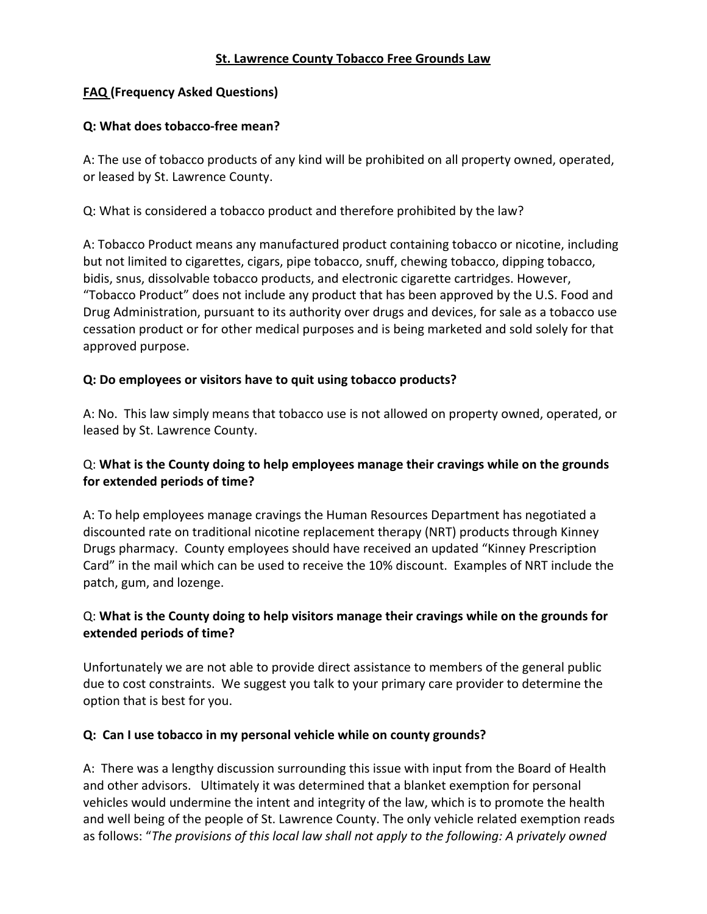# St. Lawrence County Tobacco Free Grounds Law

**FAQ (Frequency Asked Questions)**

**Q: What does tobacco-free mean?**

A: The use of tobacco products of any kind will be prohibited on all property owned, operated, or leased by St. Lawrence County.

Q: What is considered a tobacco product and therefore prohibited by the law?

A: Tobacco Product means any manufactured product containing tobacco or nicotine, including but not limited to cigarettes, cigars, pipe tobacco, snuff, chewing tobacco, dipping tobacco, bidis, snus, dissolvable tobacco products, and electronic cigarette cartridges. However, "Tobacco Product" does not include any product that has been approved by the U.S. Food and Drug Administration, pursuant to its authority over drugs and devices, for sale as a tobacco use cessation product or for other medical purposes and is being marketed and sold solely for that approved purpose.

**Q: Do employees or visitors have to quit using tobacco products?**

A: No. This law simply means that tobacco use is not allowed on property owned, operated, or leased by St. Lawrence County.

Q: **What is the County doing to help employees manage their cravings while on the grounds for extended periods of time?**

A: To help employees manage cravings the Human Resources Department has negotiated a discounted rate on traditional nicotine replacement therapy (NRT) products through Kinney Drugs pharmacy. County employees should have received an updated "Kinney Prescription Card" in the mail which can be used to receive the 10% discount. Examples of NRT include the patch, gum, and lozenge.

Q: **What is the County doing to help visitors manage their cravings while on the grounds for extended periods of time?**

Unfortunately we are not able to provide direct assistance to members of the general public due to cost constraints. We suggest you talk to your primary care provider to determine the option that is best for you.

**Q: Can I use tobacco in my personal vehicle while on county grounds?**

A: There was a lengthy discussion surrounding this issue with input from the Board of Health and other advisors. Ultimately it was determined that a blanket exemption for personal vehicles would undermine the intent and integrity of the law, which is to promote the health and well being of the people of St. Lawrence County. The only vehicle related exemption reads as follows: "*The provisions of this local law shall not apply to the following: A privately owned*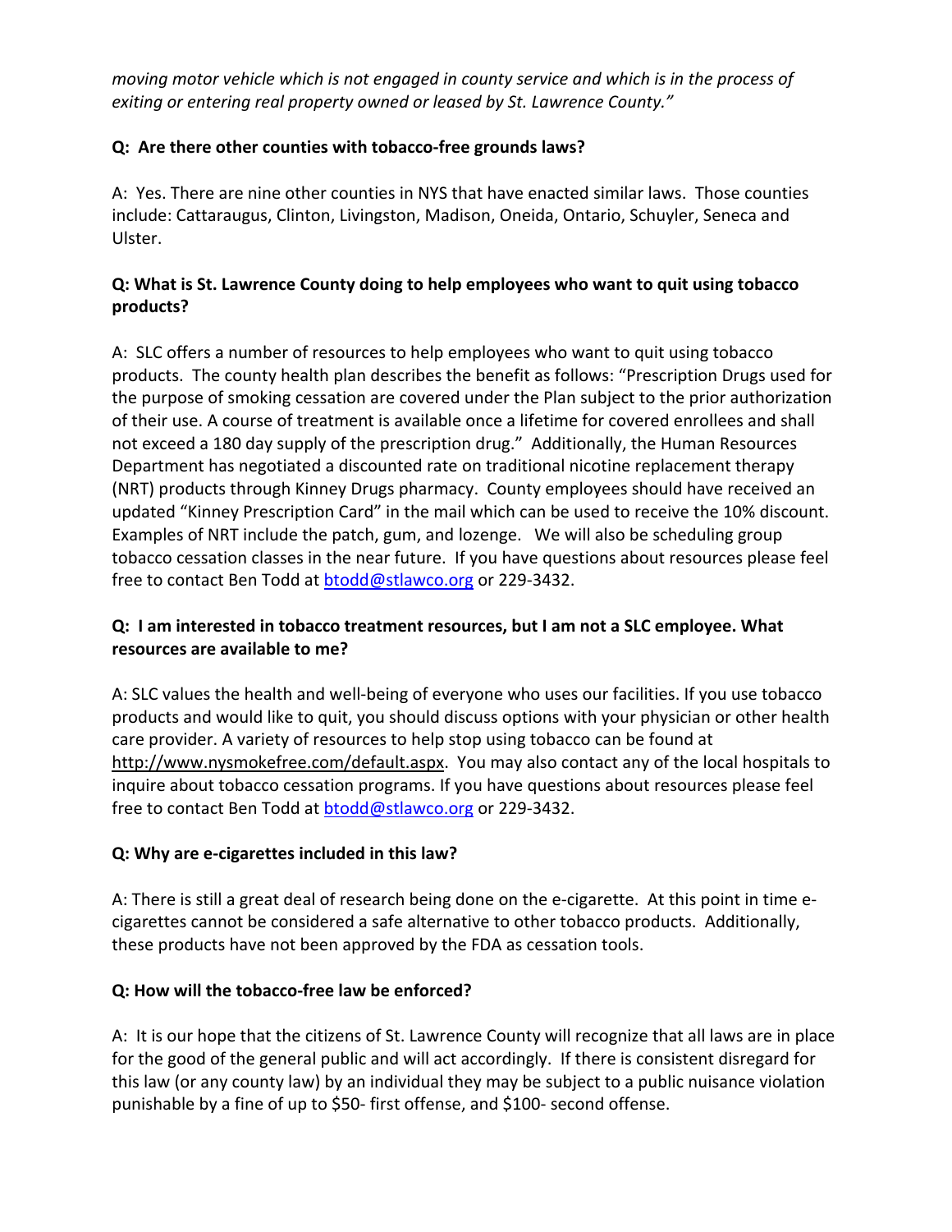*moving motor vehicle which is not engaged in county service and which is in the process of exiting or entering real property owned or leased by St. Lawrence County."*

**Q: Are there other counties with tobacco-free grounds laws?**

A: Yes. There are nine other counties in NYS that have enacted similar laws. Those counties include: Cattaraugus, Clinton, Livingston, Madison, Oneida, Ontario, Schuyler, Seneca and Ulster.

**Q: What is St. Lawrence County doing to help employees who want to quit using tobacco products?**

A: SLC offers a number of resources to help employees who want to quit using tobacco products. The county health plan describes the benefit as follows: "Prescription Drugs used for the purpose of smoking cessation are covered under the Plan subject to the prior authorization of their use. A course of treatment is available once a lifetime for covered enrollees and shall not exceed a 180 day supply of the prescription drug." Additionally, the Human Resources Department has negotiated a discounted rate on traditional nicotine replacement therapy (NRT) products through Kinney Drugs pharmacy. County employees should have received an updated "Kinney Prescription Card" in the mail which can be used to receive the 10% discount. Examples of NRT include the patch, gum, and lozenge. We will also be scheduling group tobacco cessation classes in the near future. If you have questions about resources please feel free to contact Ben Todd at btodd@stlawco.org or 229-3432.

**Q: I am interested in tobacco treatment resources, but I am not a SLC employee. What resources are available to me?**

A: SLC values the health and well-being of everyone who uses our facilities. If you use tobacco products and would like to quit, you should discuss options with your physician or other health care provider. A variety of resources to help stop using tobacco can be found at http://www.nysmokefree.com/default.aspx. You may also contact any of the local hospitals to inquire about tobacco cessation programs. If you have questions about resources please feel free to contact Ben Todd at btodd@stlawco.org or 229-3432.

**Q: Why are e-cigarettes included in this law?**

A: There is still a great deal of research being done on the e-cigarette. At this point in time e-cigarettes cannot be considered a safe alternative to other tobacco products. Additionally, these products have not been approved by the FDA as cessation tools.

**Q: How will the tobacco-free law be enforced?**

A: It is our hope that the citizens of St. Lawrence County will recognize that all laws are in place for the good of the general public and will act accordingly. If there is consistent disregard for this law (or any county law) by an individual they may be subject to a public nuisance violation punishable by a fine of up to $50- first offense, and $100- second offense.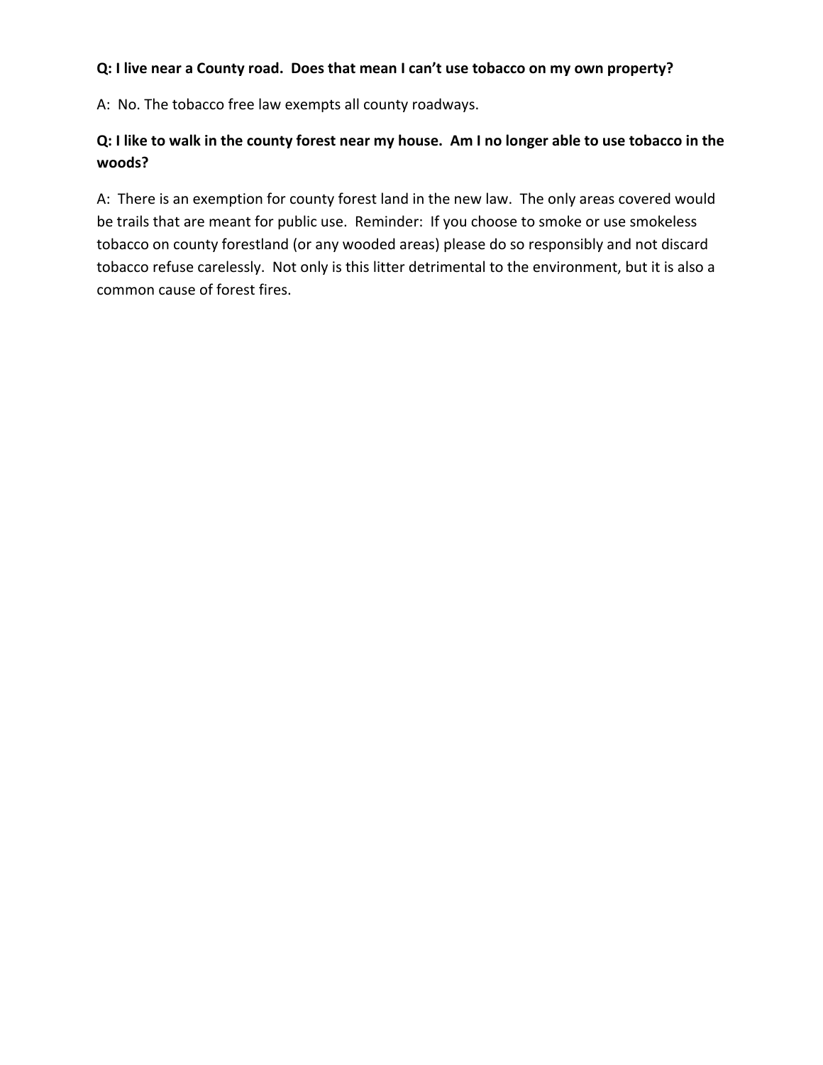**Q: I live near a County road.  Does that mean I can't use tobacco on my own property?**

A:  No. The tobacco free law exempts all county roadways.

**Q: I like to walk in the county forest near my house.  Am I no longer able to use tobacco in the woods?**

A:  There is an exemption for county forest land in the new law.  The only areas covered would be trails that are meant for public use.  Reminder:  If you choose to smoke or use smokeless tobacco on county forestland (or any wooded areas) please do so responsibly and not discard tobacco refuse carelessly.  Not only is this litter detrimental to the environment, but it is also a common cause of forest fires.